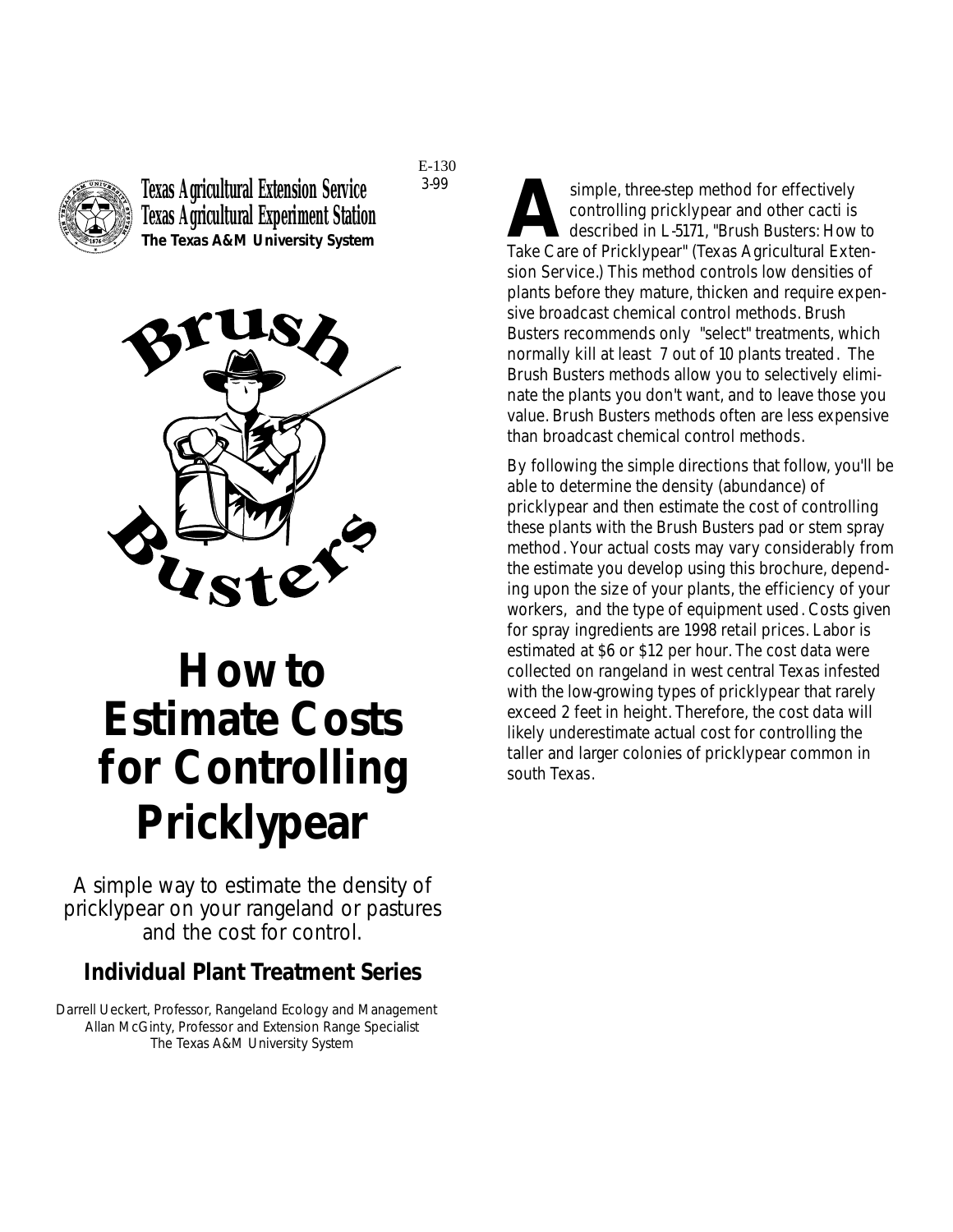Texas Agricultural Extension Service
Texas Agricultural Experiment Station
**The Texas A&M University System**

E-130
3-99

Brush Busters

# How to Estimate Costs for Controlling Pricklypear

A simple way to estimate the density of pricklypear on your rangeland or pastures and the cost for control.

## Individual Plant Treatment Series

Darrell Ueckert, Professor, Rangeland Ecology and Management
Allan McGinty, Professor and Extension Range Specialist
The Texas A&M University System

A simple, three-step method for effectively controlling pricklypear and other cacti is described in L-5171, "Brush Busters: How to Take Care of Pricklypear" (Texas Agricultural Extension Service.) This method controls low densities of plants before they mature, thicken and require expensive broadcast chemical control methods. Brush Busters recommends only "select" treatments, which normally kill at least 7 out of 10 plants treated. The Brush Busters methods allow you to selectively eliminate the plants you don't want, and to leave those you value. Brush Busters methods often are less expensive than broadcast chemical control methods.

By following the simple directions that follow, you'll be able to determine the density (abundance) of pricklypear and then estimate the cost of controlling these plants with the Brush Busters pad or stem spray method. Your actual costs may vary considerably from the estimate you develop using this brochure, depending upon the size of your plants, the efficiency of your workers, and the type of equipment used. Costs given for spray ingredients are 1998 retail prices. Labor is estimated at $6 or $12 per hour. The cost data were collected on rangeland in west central Texas infested with the low-growing types of pricklypear that rarely exceed 2 feet in height. Therefore, the cost data will likely underestimate actual cost for controlling the taller and larger colonies of pricklypear common in south Texas.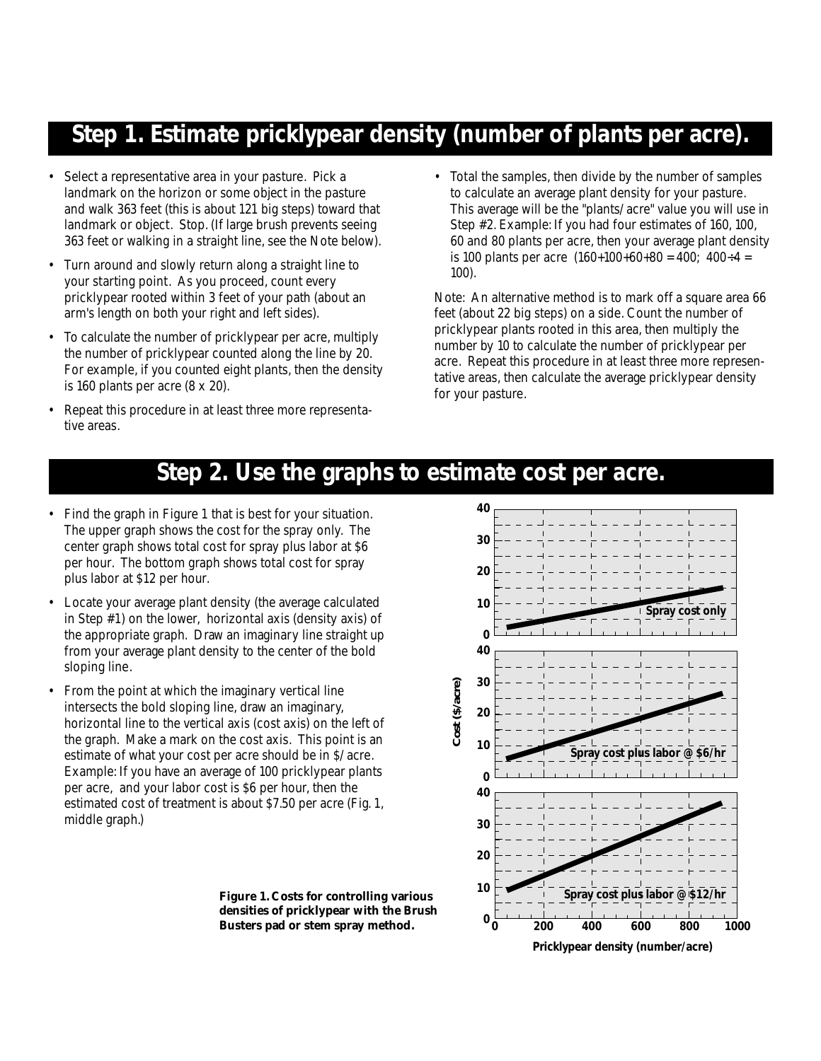## Step 1. Estimate pricklypear density (number of plants per acre).

- Select a representative area in your pasture. Pick a landmark on the horizon or some object in the pasture and walk 363 feet (this is about 121 big steps) toward that landmark or object. Stop. (If large brush prevents seeing 363 feet or walking in a straight line, see the Note below).
- Turn around and slowly return along a straight line to your starting point. As you proceed, count every pricklypear rooted within 3 feet of your path (about an arm's length on both your right and left sides).
- To calculate the number of pricklypear per acre, multiply the number of pricklypear counted along the line by 20. For example, if you counted eight plants, then the density is 160 plants per acre (8 x 20).
- Repeat this procedure in at least three more representative areas.
- Total the samples, then divide by the number of samples to calculate an average plant density for your pasture. This average will be the "plants/acre" value you will use in Step #2. Example: If you had four estimates of 160, 100, 60 and 80 plants per acre, then your average plant density is 100 plants per acre (160+100+60+80 = 400; 400÷4 = 100).

Note: An alternative method is to mark off a square area 66 feet (about 22 big steps) on a side. Count the number of pricklypear plants rooted in this area, then multiply the number by 10 to calculate the number of pricklypear per acre. Repeat this procedure in at least three more representative areas, then calculate the average pricklypear density for your pasture.

## Step 2. Use the graphs to estimate cost per acre.

- Find the graph in Figure 1 that is best for your situation. The upper graph shows the cost for the spray only. The center graph shows total cost for spray plus labor at $6 per hour. The bottom graph shows total cost for spray plus labor at $12 per hour.
- Locate your average plant density (the average calculated in Step #1) on the lower, horizontal axis (density axis) of the appropriate graph. Draw an imaginary line straight up from your average plant density to the center of the bold sloping line.
- From the point at which the imaginary vertical line intersects the bold sloping line, draw an imaginary, horizontal line to the vertical axis (cost axis) on the left of the graph. Make a mark on the cost axis. This point is an estimate of what your cost per acre should be in $/acre. Example: If you have an average of 100 pricklypear plants per acre, and your labor cost is $6 per hour, then the estimated cost of treatment is about $7.50 per acre (Fig. 1, middle graph.)

**Figure 1. Costs for controlling various densities of pricklypear with the Brush Busters pad or stem spray method.**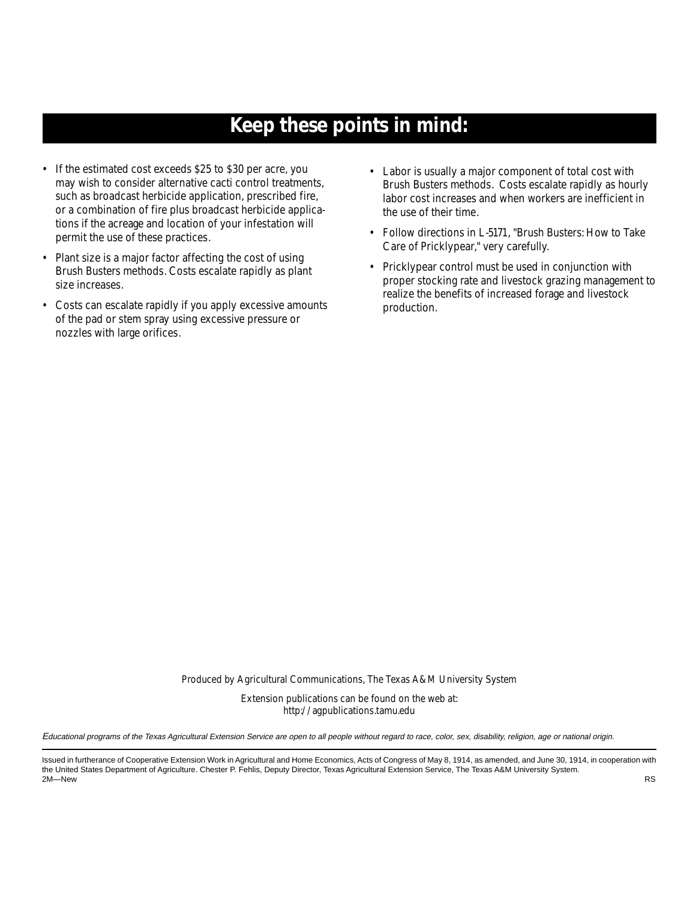## Keep these points in mind:

- If the estimated cost exceeds $25 to $30 per acre, you may wish to consider alternative cacti control treatments, such as broadcast herbicide application, prescribed fire, or a combination of fire plus broadcast herbicide applications if the acreage and location of your infestation will permit the use of these practices.
- Plant size is a major factor affecting the cost of using Brush Busters methods. Costs escalate rapidly as plant size increases.
- Costs can escalate rapidly if you apply excessive amounts of the pad or stem spray using excessive pressure or nozzles with large orifices.
- Labor is usually a major component of total cost with Brush Busters methods. Costs escalate rapidly as hourly labor cost increases and when workers are inefficient in the use of their time.
- Follow directions in L-5171, "Brush Busters: How to Take Care of Pricklypear," very carefully.
- Pricklypear control must be used in conjunction with proper stocking rate and livestock grazing management to realize the benefits of increased forage and livestock production.

Produced by Agricultural Communications, The Texas A&M University System

Extension publications can be found on the web at:
http://agpublications.tamu.edu

*Educational programs of the Texas Agricultural Extension Service are open to all people without regard to race, color, sex, disability, religion, age or national origin.*

Issued in furtherance of Cooperative Extension Work in Agricultural and Home Economics, Acts of Congress of May 8, 1914, as amended, and June 30, 1914, in cooperation with the United States Department of Agriculture. Chester P. Fehlis, Deputy Director, Texas Agricultural Extension Service, The Texas A&M University System.
2M—New RS